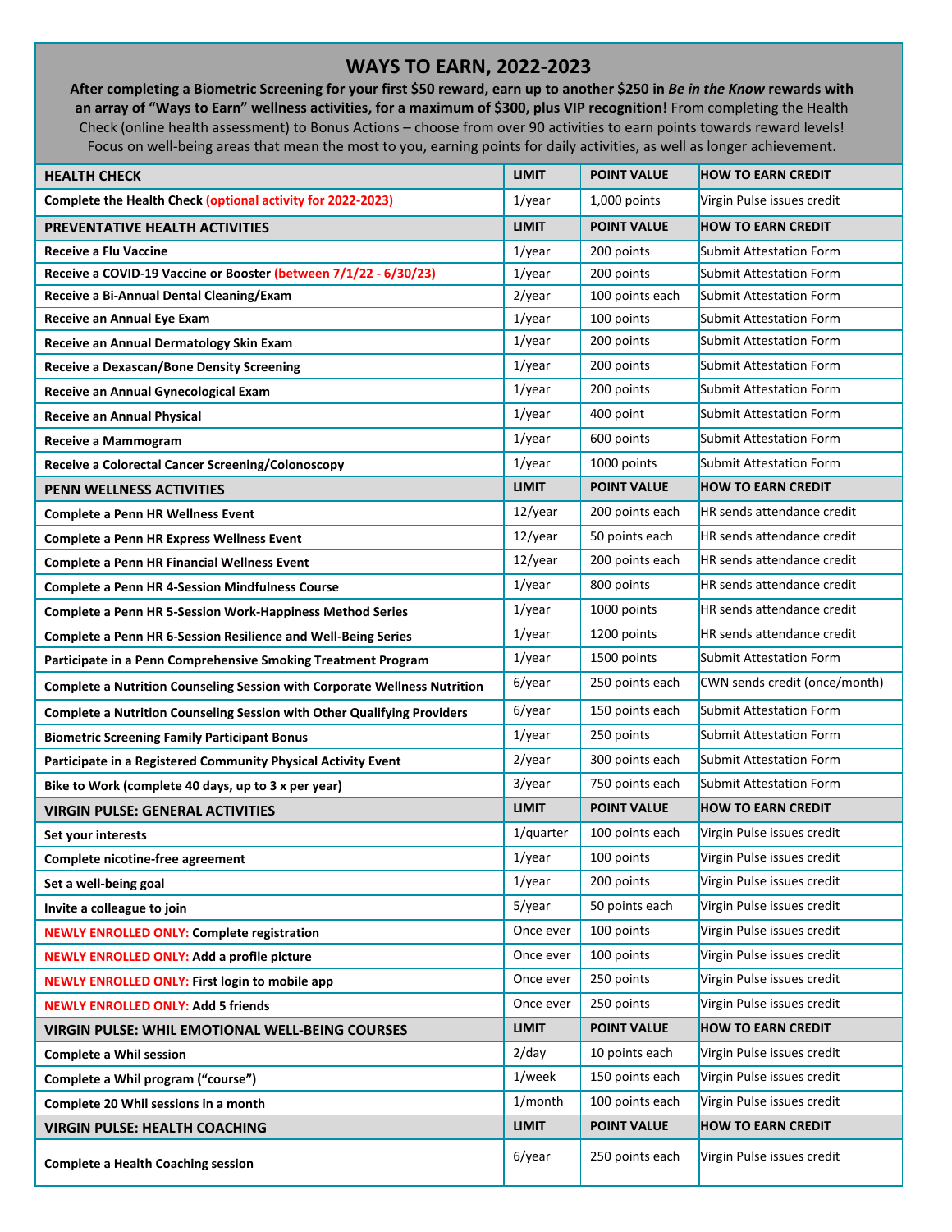# WAYS TO EARN, 2022-2023

**After completing a Biometric Screening for your first $50 reward, earn up to another $250 in *Be in the Know* rewards with an array of "Ways to Earn" wellness activities, for a maximum of $300, plus VIP recognition!** From completing the Health Check (online health assessment) to Bonus Actions – choose from over 90 activities to earn points towards reward levels! Focus on well-being areas that mean the most to you, earning points for daily activities, as well as longer achievement.

| HEALTH CHECK | LIMIT | POINT VALUE | HOW TO EARN CREDIT |
|---|---|---|---|
| **Complete the Health Check (optional activity for 2022-2023)** | 1/year | 1,000 points | Virgin Pulse issues credit |
| **PREVENTATIVE HEALTH ACTIVITIES** | **LIMIT** | **POINT VALUE** | **HOW TO EARN CREDIT** |
| **Receive a Flu Vaccine** | 1/year | 200 points | Submit Attestation Form |
| **Receive a COVID-19 Vaccine or Booster (between 7/1/22 - 6/30/23)** | 1/year | 200 points | Submit Attestation Form |
| **Receive a Bi-Annual Dental Cleaning/Exam** | 2/year | 100 points each | Submit Attestation Form |
| **Receive an Annual Eye Exam** | 1/year | 100 points | Submit Attestation Form |
| **Receive an Annual Dermatology Skin Exam** | 1/year | 200 points | Submit Attestation Form |
| **Receive a Dexascan/Bone Density Screening** | 1/year | 200 points | Submit Attestation Form |
| **Receive an Annual Gynecological Exam** | 1/year | 200 points | Submit Attestation Form |
| **Receive an Annual Physical** | 1/year | 400 point | Submit Attestation Form |
| **Receive a Mammogram** | 1/year | 600 points | Submit Attestation Form |
| **Receive a Colorectal Cancer Screening/Colonoscopy** | 1/year | 1000 points | Submit Attestation Form |
| **PENN WELLNESS ACTIVITIES** | **LIMIT** | **POINT VALUE** | **HOW TO EARN CREDIT** |
| **Complete a Penn HR Wellness Event** | 12/year | 200 points each | HR sends attendance credit |
| **Complete a Penn HR Express Wellness Event** | 12/year | 50 points each | HR sends attendance credit |
| **Complete a Penn HR Financial Wellness Event** | 12/year | 200 points each | HR sends attendance credit |
| **Complete a Penn HR 4-Session Mindfulness Course** | 1/year | 800 points | HR sends attendance credit |
| **Complete a Penn HR 5-Session Work-Happiness Method Series** | 1/year | 1000 points | HR sends attendance credit |
| **Complete a Penn HR 6-Session Resilience and Well-Being Series** | 1/year | 1200 points | HR sends attendance credit |
| **Participate in a Penn Comprehensive Smoking Treatment Program** | 1/year | 1500 points | Submit Attestation Form |
| **Complete a Nutrition Counseling Session with Corporate Wellness Nutrition** | 6/year | 250 points each | CWN sends credit (once/month) |
| **Complete a Nutrition Counseling Session with Other Qualifying Providers** | 6/year | 150 points each | Submit Attestation Form |
| **Biometric Screening Family Participant Bonus** | 1/year | 250 points | Submit Attestation Form |
| **Participate in a Registered Community Physical Activity Event** | 2/year | 300 points each | Submit Attestation Form |
| **Bike to Work (complete 40 days, up to 3 x per year)** | 3/year | 750 points each | Submit Attestation Form |
| **VIRGIN PULSE: GENERAL ACTIVITIES** | **LIMIT** | **POINT VALUE** | **HOW TO EARN CREDIT** |
| **Set your interests** | 1/quarter | 100 points each | Virgin Pulse issues credit |
| **Complete nicotine-free agreement** | 1/year | 100 points | Virgin Pulse issues credit |
| **Set a well-being goal** | 1/year | 200 points | Virgin Pulse issues credit |
| **Invite a colleague to join** | 5/year | 50 points each | Virgin Pulse issues credit |
| **NEWLY ENROLLED ONLY: Complete registration** | Once ever | 100 points | Virgin Pulse issues credit |
| **NEWLY ENROLLED ONLY: Add a profile picture** | Once ever | 100 points | Virgin Pulse issues credit |
| **NEWLY ENROLLED ONLY: First login to mobile app** | Once ever | 250 points | Virgin Pulse issues credit |
| **NEWLY ENROLLED ONLY: Add 5 friends** | Once ever | 250 points | Virgin Pulse issues credit |
| **VIRGIN PULSE: WHIL EMOTIONAL WELL-BEING COURSES** | **LIMIT** | **POINT VALUE** | **HOW TO EARN CREDIT** |
| **Complete a Whil session** | 2/day | 10 points each | Virgin Pulse issues credit |
| **Complete a Whil program ("course")** | 1/week | 150 points each | Virgin Pulse issues credit |
| **Complete 20 Whil sessions in a month** | 1/month | 100 points each | Virgin Pulse issues credit |
| **VIRGIN PULSE: HEALTH COACHING** | **LIMIT** | **POINT VALUE** | **HOW TO EARN CREDIT** |
| **Complete a Health Coaching session** | 6/year | 250 points each | Virgin Pulse issues credit |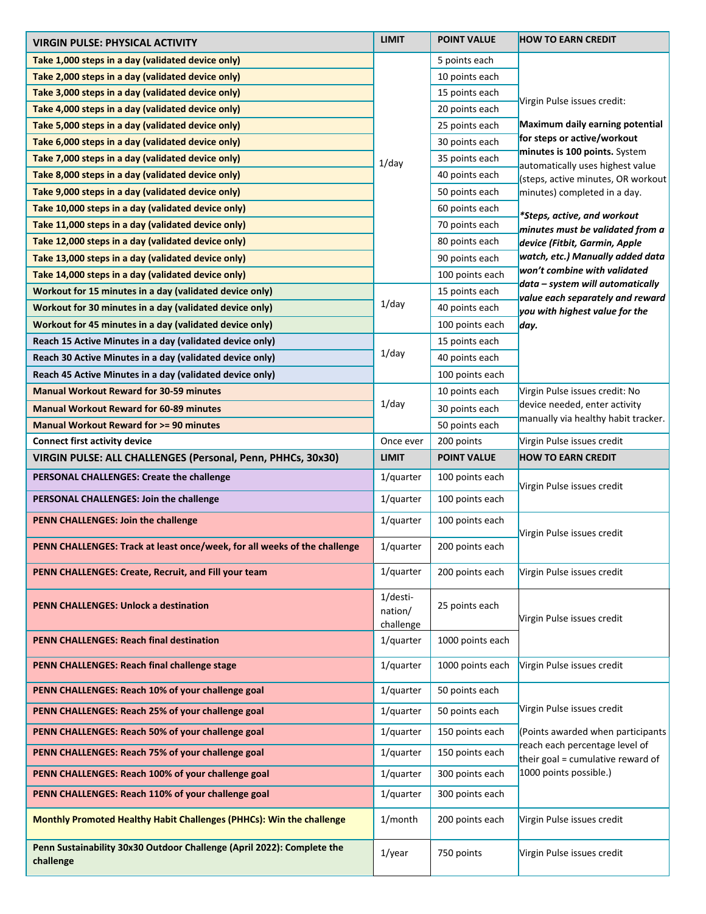| VIRGIN PULSE: PHYSICAL ACTIVITY | LIMIT | POINT VALUE | HOW TO EARN CREDIT |
|---|---|---|---|
| **Take 1,000 steps in a day (validated device only)** | 1/day | 5 points each | Virgin Pulse issues credit: **Maximum daily earning potential for steps or active/workout minutes is 100 points.** System automatically uses highest value (steps, active minutes, OR workout minutes) completed in a day. ***Steps, active, and workout minutes must be validated from a device (Fitbit, Garmin, Apple watch, etc.) Manually added data won't combine with validated data – system will automatically value each separately and reward you with highest value for the day.*** |
| **Take 2,000 steps in a day (validated device only)** | | 10 points each | |
| **Take 3,000 steps in a day (validated device only)** | | 15 points each | |
| **Take 4,000 steps in a day (validated device only)** | | 20 points each | |
| **Take 5,000 steps in a day (validated device only)** | | 25 points each | |
| **Take 6,000 steps in a day (validated device only)** | | 30 points each | |
| **Take 7,000 steps in a day (validated device only)** | | 35 points each | |
| **Take 8,000 steps in a day (validated device only)** | | 40 points each | |
| **Take 9,000 steps in a day (validated device only)** | | 50 points each | |
| **Take 10,000 steps in a day (validated device only)** | | 60 points each | |
| **Take 11,000 steps in a day (validated device only)** | | 70 points each | |
| **Take 12,000 steps in a day (validated device only)** | | 80 points each | |
| **Take 13,000 steps in a day (validated device only)** | | 90 points each | |
| **Take 14,000 steps in a day (validated device only)** | | 100 points each | |
| **Workout for 15 minutes in a day (validated device only)** | 1/day | 15 points each | |
| **Workout for 30 minutes in a day (validated device only)** | | 40 points each | |
| **Workout for 45 minutes in a day (validated device only)** | | 100 points each | |
| **Reach 15 Active Minutes in a day (validated device only)** | 1/day | 15 points each | |
| **Reach 30 Active Minutes in a day (validated device only)** | | 40 points each | |
| **Reach 45 Active Minutes in a day (validated device only)** | | 100 points each | |
| **Manual Workout Reward for 30-59 minutes** | 1/day | 10 points each | Virgin Pulse issues credit: No device needed, enter activity manually via healthy habit tracker. |
| **Manual Workout Reward for 60-89 minutes** | | 30 points each | |
| **Manual Workout Reward for >= 90 minutes** | | 50 points each | |
| **Connect first activity device** | Once ever | 200 points | Virgin Pulse issues credit |
| **VIRGIN PULSE: ALL CHALLENGES (Personal, Penn, PHHCs, 30x30)** | **LIMIT** | **POINT VALUE** | **HOW TO EARN CREDIT** |
| **PERSONAL CHALLENGES: Create the challenge** | 1/quarter | 100 points each | Virgin Pulse issues credit |
| **PERSONAL CHALLENGES: Join the challenge** | 1/quarter | 100 points each | |
| **PENN CHALLENGES: Join the challenge** | 1/quarter | 100 points each | Virgin Pulse issues credit |
| **PENN CHALLENGES: Track at least once/week, for all weeks of the challenge** | 1/quarter | 200 points each | |
| **PENN CHALLENGES: Create, Recruit, and Fill your team** | 1/quarter | 200 points each | Virgin Pulse issues credit |
| **PENN CHALLENGES: Unlock a destination** | 1/destination/challenge | 25 points each | Virgin Pulse issues credit |
| **PENN CHALLENGES: Reach final destination** | 1/quarter | 1000 points each | |
| **PENN CHALLENGES: Reach final challenge stage** | 1/quarter | 1000 points each | Virgin Pulse issues credit |
| **PENN CHALLENGES: Reach 10% of your challenge goal** | 1/quarter | 50 points each | Virgin Pulse issues credit (Points awarded when participants reach each percentage level of their goal = cumulative reward of 1000 points possible.) |
| **PENN CHALLENGES: Reach 25% of your challenge goal** | 1/quarter | 50 points each | |
| **PENN CHALLENGES: Reach 50% of your challenge goal** | 1/quarter | 150 points each | |
| **PENN CHALLENGES: Reach 75% of your challenge goal** | 1/quarter | 150 points each | |
| **PENN CHALLENGES: Reach 100% of your challenge goal** | 1/quarter | 300 points each | |
| **PENN CHALLENGES: Reach 110% of your challenge goal** | 1/quarter | 300 points each | |
| **Monthly Promoted Healthy Habit Challenges (PHHCs): Win the challenge** | 1/month | 200 points each | Virgin Pulse issues credit |
| **Penn Sustainability 30x30 Outdoor Challenge (April 2022): Complete the challenge** | 1/year | 750 points | Virgin Pulse issues credit |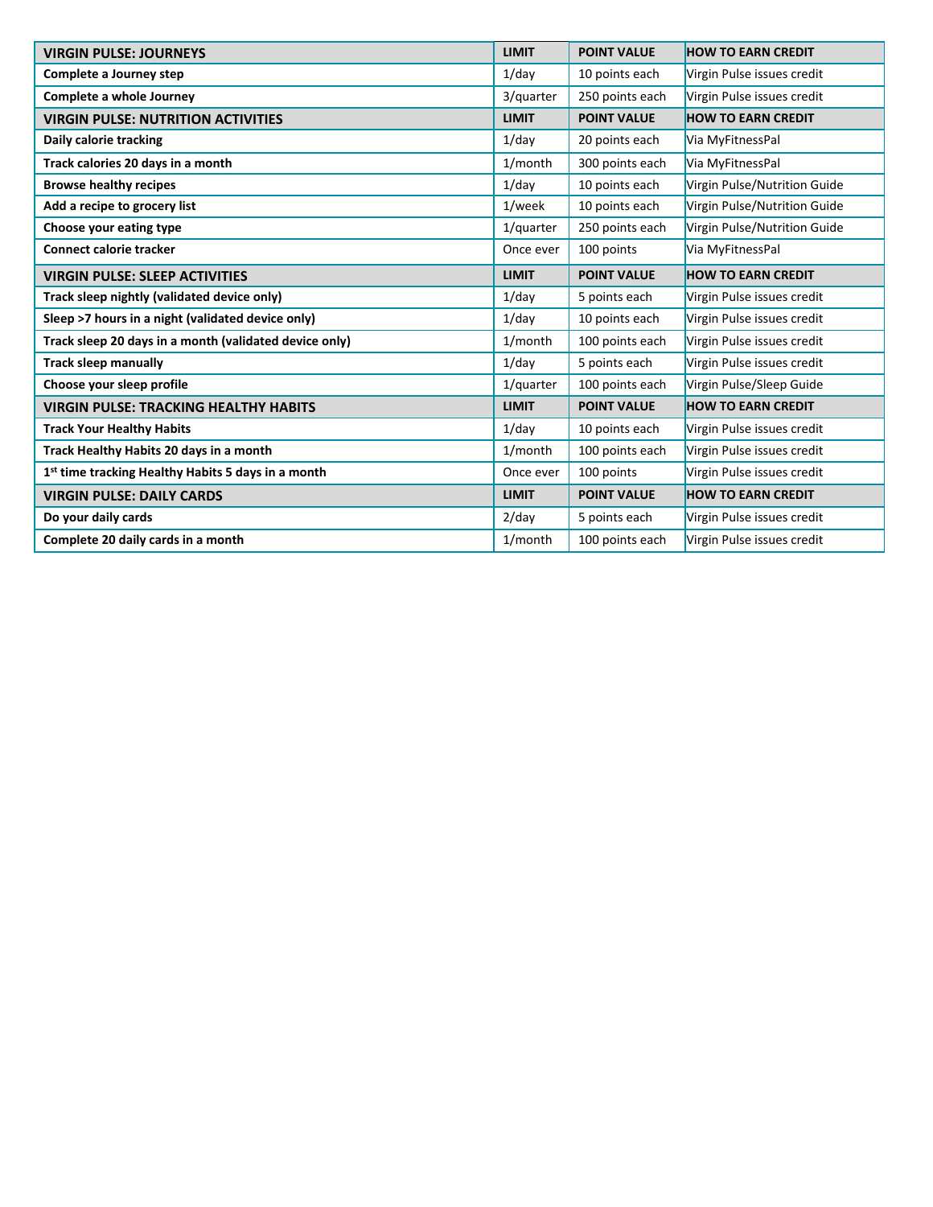| VIRGIN PULSE: JOURNEYS | LIMIT | POINT VALUE | HOW TO EARN CREDIT |
|---|---|---|---|
| **Complete a Journey step** | 1/day | 10 points each | Virgin Pulse issues credit |
| **Complete a whole Journey** | 3/quarter | 250 points each | Virgin Pulse issues credit |
| **VIRGIN PULSE: NUTRITION ACTIVITIES** | **LIMIT** | **POINT VALUE** | **HOW TO EARN CREDIT** |
| **Daily calorie tracking** | 1/day | 20 points each | Via MyFitnessPal |
| **Track calories 20 days in a month** | 1/month | 300 points each | Via MyFitnessPal |
| **Browse healthy recipes** | 1/day | 10 points each | Virgin Pulse/Nutrition Guide |
| **Add a recipe to grocery list** | 1/week | 10 points each | Virgin Pulse/Nutrition Guide |
| **Choose your eating type** | 1/quarter | 250 points each | Virgin Pulse/Nutrition Guide |
| **Connect calorie tracker** | Once ever | 100 points | Via MyFitnessPal |
| **VIRGIN PULSE: SLEEP ACTIVITIES** | **LIMIT** | **POINT VALUE** | **HOW TO EARN CREDIT** |
| **Track sleep nightly (validated device only)** | 1/day | 5 points each | Virgin Pulse issues credit |
| **Sleep >7 hours in a night (validated device only)** | 1/day | 10 points each | Virgin Pulse issues credit |
| **Track sleep 20 days in a month (validated device only)** | 1/month | 100 points each | Virgin Pulse issues credit |
| **Track sleep manually** | 1/day | 5 points each | Virgin Pulse issues credit |
| **Choose your sleep profile** | 1/quarter | 100 points each | Virgin Pulse/Sleep Guide |
| **VIRGIN PULSE: TRACKING HEALTHY HABITS** | **LIMIT** | **POINT VALUE** | **HOW TO EARN CREDIT** |
| **Track Your Healthy Habits** | 1/day | 10 points each | Virgin Pulse issues credit |
| **Track Healthy Habits 20 days in a month** | 1/month | 100 points each | Virgin Pulse issues credit |
| **1st time tracking Healthy Habits 5 days in a month** | Once ever | 100 points | Virgin Pulse issues credit |
| **VIRGIN PULSE: DAILY CARDS** | **LIMIT** | **POINT VALUE** | **HOW TO EARN CREDIT** |
| **Do your daily cards** | 2/day | 5 points each | Virgin Pulse issues credit |
| **Complete 20 daily cards in a month** | 1/month | 100 points each | Virgin Pulse issues credit |